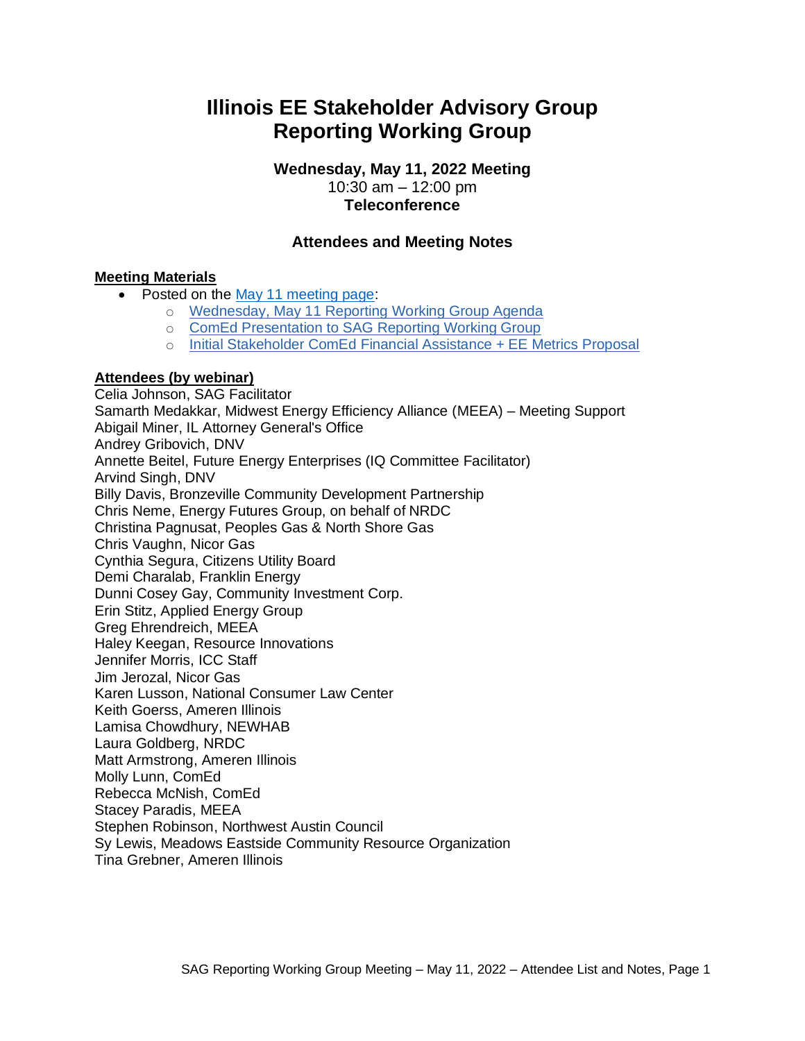# Illinois EE Stakeholder Advisory Group
# Reporting Working Group

**Wednesday, May 11, 2022 Meeting**
10:30 am – 12:00 pm
**Teleconference**

### Attendees and Meeting Notes

**Meeting Materials**

- Posted on the May 11 meeting page:
  - Wednesday, May 11 Reporting Working Group Agenda
  - ComEd Presentation to SAG Reporting Working Group
  - Initial Stakeholder ComEd Financial Assistance + EE Metrics Proposal

**Attendees (by webinar)**

Celia Johnson, SAG Facilitator
Samarth Medakkar, Midwest Energy Efficiency Alliance (MEEA) – Meeting Support
Abigail Miner, IL Attorney General's Office
Andrey Gribovich, DNV
Annette Beitel, Future Energy Enterprises (IQ Committee Facilitator)
Arvind Singh, DNV
Billy Davis, Bronzeville Community Development Partnership
Chris Neme, Energy Futures Group, on behalf of NRDC
Christina Pagnusat, Peoples Gas & North Shore Gas
Chris Vaughn, Nicor Gas
Cynthia Segura, Citizens Utility Board
Demi Charalab, Franklin Energy
Dunni Cosey Gay, Community Investment Corp.
Erin Stitz, Applied Energy Group
Greg Ehrendreich, MEEA
Haley Keegan, Resource Innovations
Jennifer Morris, ICC Staff
Jim Jerozal, Nicor Gas
Karen Lusson, National Consumer Law Center
Keith Goerss, Ameren Illinois
Lamisa Chowdhury, NEWHAB
Laura Goldberg, NRDC
Matt Armstrong, Ameren Illinois
Molly Lunn, ComEd
Rebecca McNish, ComEd
Stacey Paradis, MEEA
Stephen Robinson, Northwest Austin Council
Sy Lewis, Meadows Eastside Community Resource Organization
Tina Grebner, Ameren Illinois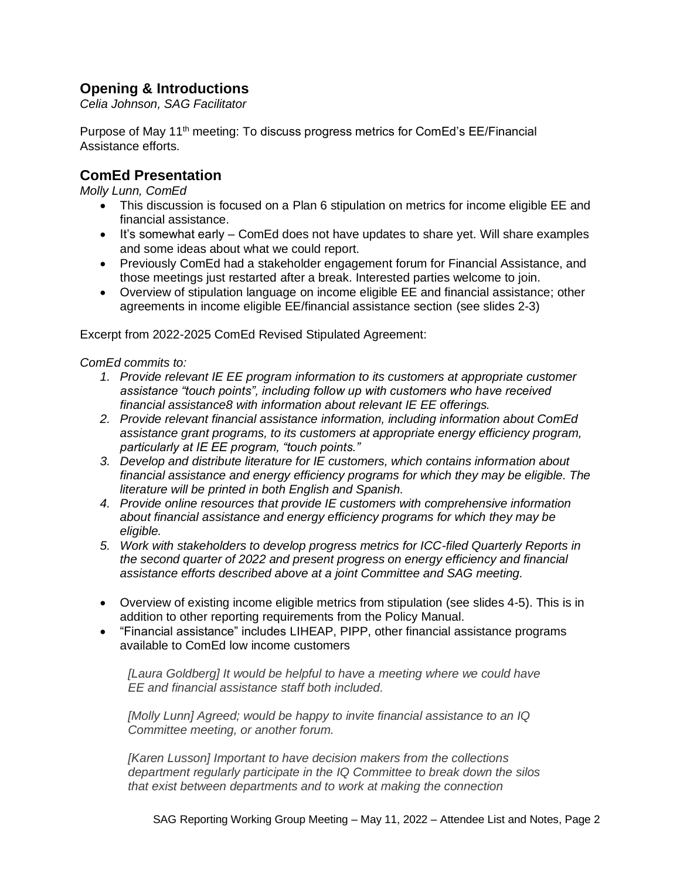## Opening & Introductions

*Celia Johnson, SAG Facilitator*

Purpose of May 11th meeting: To discuss progress metrics for ComEd's EE/Financial Assistance efforts.

## ComEd Presentation

*Molly Lunn, ComEd*

- This discussion is focused on a Plan 6 stipulation on metrics for income eligible EE and financial assistance.
- It's somewhat early – ComEd does not have updates to share yet. Will share examples and some ideas about what we could report.
- Previously ComEd had a stakeholder engagement forum for Financial Assistance, and those meetings just restarted after a break. Interested parties welcome to join.
- Overview of stipulation language on income eligible EE and financial assistance; other agreements in income eligible EE/financial assistance section (see slides 2-3)

Excerpt from 2022-2025 ComEd Revised Stipulated Agreement:

*ComEd commits to:*

1. *Provide relevant IE EE program information to its customers at appropriate customer assistance "touch points", including follow up with customers who have received financial assistance8 with information about relevant IE EE offerings.*
2. *Provide relevant financial assistance information, including information about ComEd assistance grant programs, to its customers at appropriate energy efficiency program, particularly at IE EE program, "touch points."*
3. *Develop and distribute literature for IE customers, which contains information about financial assistance and energy efficiency programs for which they may be eligible. The literature will be printed in both English and Spanish.*
4. *Provide online resources that provide IE customers with comprehensive information about financial assistance and energy efficiency programs for which they may be eligible.*
5. *Work with stakeholders to develop progress metrics for ICC-filed Quarterly Reports in the second quarter of 2022 and present progress on energy efficiency and financial assistance efforts described above at a joint Committee and SAG meeting.*

- Overview of existing income eligible metrics from stipulation (see slides 4-5). This is in addition to other reporting requirements from the Policy Manual.
- "Financial assistance" includes LIHEAP, PIPP, other financial assistance programs available to ComEd low income customers

> *[Laura Goldberg] It would be helpful to have a meeting where we could have EE and financial assistance staff both included.*
>
> *[Molly Lunn] Agreed; would be happy to invite financial assistance to an IQ Committee meeting, or another forum.*
>
> *[Karen Lusson] Important to have decision makers from the collections department regularly participate in the IQ Committee to break down the silos that exist between departments and to work at making the connection*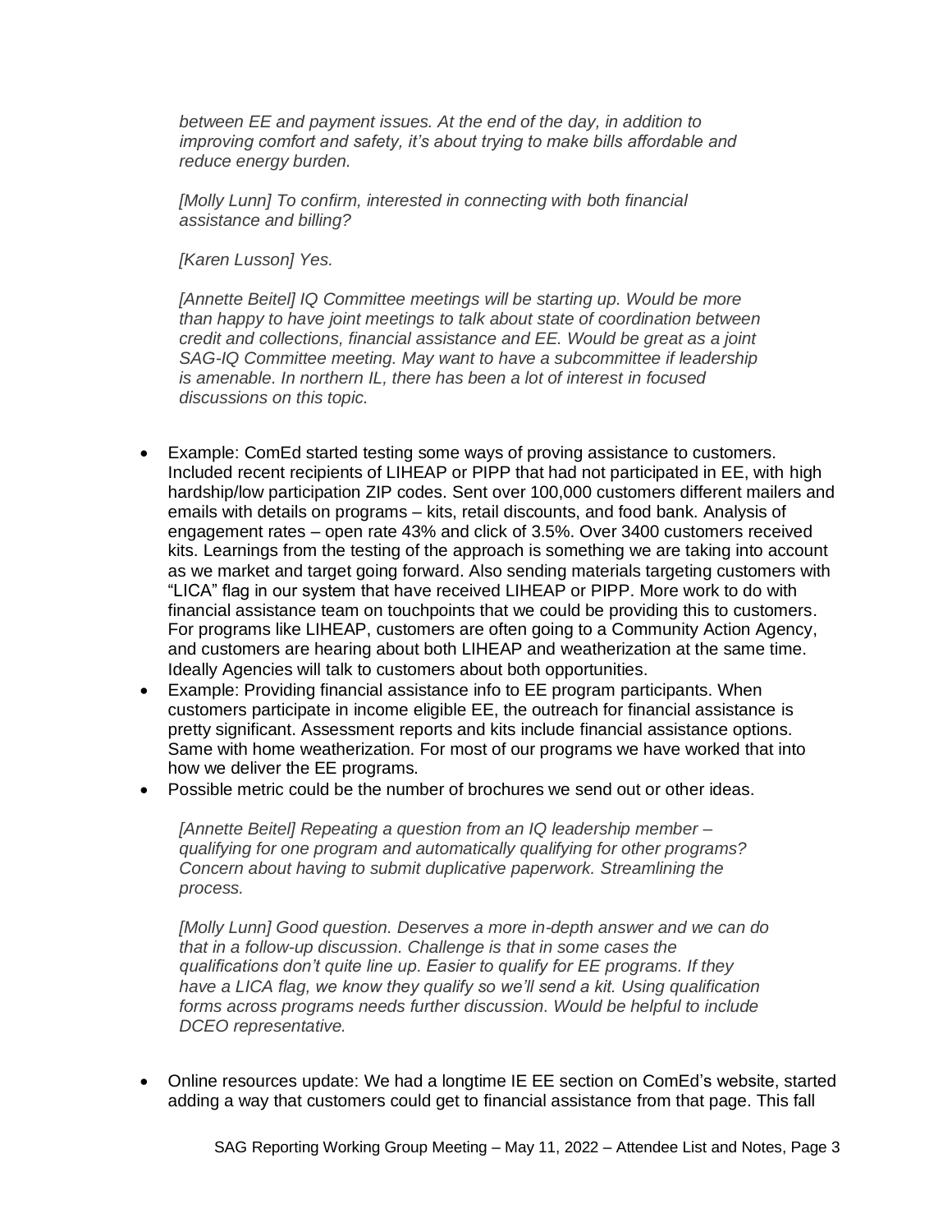*between EE and payment issues. At the end of the day, in addition to improving comfort and safety, it's about trying to make bills affordable and reduce energy burden.*

*[Molly Lunn] To confirm, interested in connecting with both financial assistance and billing?*

*[Karen Lusson] Yes.*

*[Annette Beitel] IQ Committee meetings will be starting up. Would be more than happy to have joint meetings to talk about state of coordination between credit and collections, financial assistance and EE. Would be great as a joint SAG-IQ Committee meeting. May want to have a subcommittee if leadership is amenable. In northern IL, there has been a lot of interest in focused discussions on this topic.*

- Example: ComEd started testing some ways of proving assistance to customers. Included recent recipients of LIHEAP or PIPP that had not participated in EE, with high hardship/low participation ZIP codes. Sent over 100,000 customers different mailers and emails with details on programs – kits, retail discounts, and food bank. Analysis of engagement rates – open rate 43% and click of 3.5%. Over 3400 customers received kits. Learnings from the testing of the approach is something we are taking into account as we market and target going forward. Also sending materials targeting customers with "LICA" flag in our system that have received LIHEAP or PIPP. More work to do with financial assistance team on touchpoints that we could be providing this to customers. For programs like LIHEAP, customers are often going to a Community Action Agency, and customers are hearing about both LIHEAP and weatherization at the same time. Ideally Agencies will talk to customers about both opportunities.
- Example: Providing financial assistance info to EE program participants. When customers participate in income eligible EE, the outreach for financial assistance is pretty significant. Assessment reports and kits include financial assistance options. Same with home weatherization. For most of our programs we have worked that into how we deliver the EE programs.
- Possible metric could be the number of brochures we send out or other ideas.

*[Annette Beitel] Repeating a question from an IQ leadership member – qualifying for one program and automatically qualifying for other programs? Concern about having to submit duplicative paperwork. Streamlining the process.*

*[Molly Lunn] Good question. Deserves a more in-depth answer and we can do that in a follow-up discussion. Challenge is that in some cases the qualifications don't quite line up. Easier to qualify for EE programs. If they have a LICA flag, we know they qualify so we'll send a kit. Using qualification forms across programs needs further discussion. Would be helpful to include DCEO representative.*

- Online resources update: We had a longtime IE EE section on ComEd's website, started adding a way that customers could get to financial assistance from that page. This fall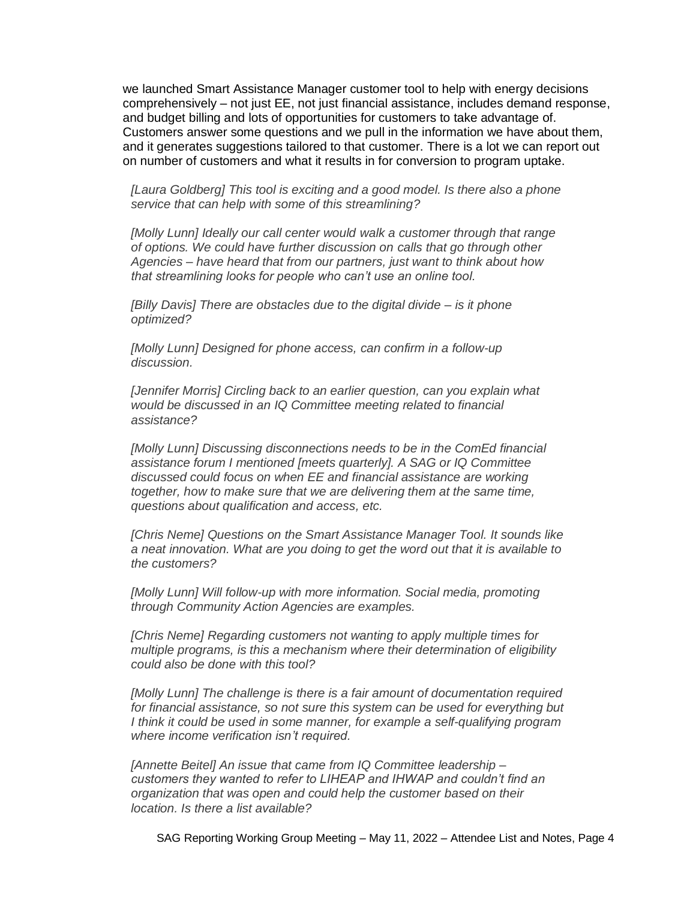we launched Smart Assistance Manager customer tool to help with energy decisions comprehensively – not just EE, not just financial assistance, includes demand response, and budget billing and lots of opportunities for customers to take advantage of. Customers answer some questions and we pull in the information we have about them, and it generates suggestions tailored to that customer. There is a lot we can report out on number of customers and what it results in for conversion to program uptake.

*[Laura Goldberg] This tool is exciting and a good model. Is there also a phone service that can help with some of this streamlining?*

*[Molly Lunn] Ideally our call center would walk a customer through that range of options. We could have further discussion on calls that go through other Agencies – have heard that from our partners, just want to think about how that streamlining looks for people who can't use an online tool.*

*[Billy Davis] There are obstacles due to the digital divide – is it phone optimized?*

*[Molly Lunn] Designed for phone access, can confirm in a follow-up discussion.*

*[Jennifer Morris] Circling back to an earlier question, can you explain what would be discussed in an IQ Committee meeting related to financial assistance?*

*[Molly Lunn] Discussing disconnections needs to be in the ComEd financial assistance forum I mentioned [meets quarterly]. A SAG or IQ Committee discussed could focus on when EE and financial assistance are working together, how to make sure that we are delivering them at the same time, questions about qualification and access, etc.*

*[Chris Neme] Questions on the Smart Assistance Manager Tool. It sounds like a neat innovation. What are you doing to get the word out that it is available to the customers?*

*[Molly Lunn] Will follow-up with more information. Social media, promoting through Community Action Agencies are examples.*

*[Chris Neme] Regarding customers not wanting to apply multiple times for multiple programs, is this a mechanism where their determination of eligibility could also be done with this tool?*

*[Molly Lunn] The challenge is there is a fair amount of documentation required for financial assistance, so not sure this system can be used for everything but I think it could be used in some manner, for example a self-qualifying program where income verification isn't required.*

*[Annette Beitel] An issue that came from IQ Committee leadership – customers they wanted to refer to LIHEAP and IHWAP and couldn't find an organization that was open and could help the customer based on their location. Is there a list available?*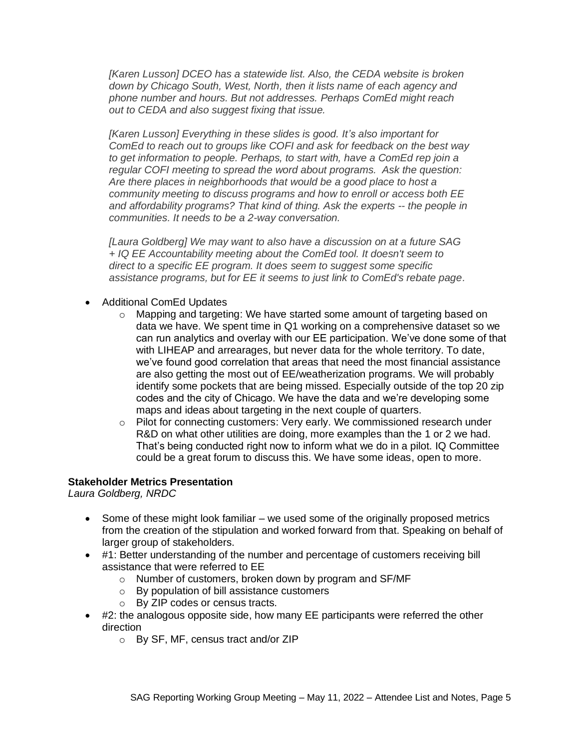*[Karen Lusson] DCEO has a statewide list. Also, the CEDA website is broken down by Chicago South, West, North, then it lists name of each agency and phone number and hours. But not addresses. Perhaps ComEd might reach out to CEDA and also suggest fixing that issue.*

*[Karen Lusson] Everything in these slides is good. It's also important for ComEd to reach out to groups like COFI and ask for feedback on the best way to get information to people. Perhaps, to start with, have a ComEd rep join a regular COFI meeting to spread the word about programs. Ask the question: Are there places in neighborhoods that would be a good place to host a community meeting to discuss programs and how to enroll or access both EE and affordability programs? That kind of thing. Ask the experts -- the people in communities. It needs to be a 2-way conversation.*

*[Laura Goldberg] We may want to also have a discussion on at a future SAG + IQ EE Accountability meeting about the ComEd tool. It doesn't seem to direct to a specific EE program. It does seem to suggest some specific assistance programs, but for EE it seems to just link to ComEd's rebate page.*

- Additional ComEd Updates
  - Mapping and targeting: We have started some amount of targeting based on data we have. We spent time in Q1 working on a comprehensive dataset so we can run analytics and overlay with our EE participation. We've done some of that with LIHEAP and arrearages, but never data for the whole territory. To date, we've found good correlation that areas that need the most financial assistance are also getting the most out of EE/weatherization programs. We will probably identify some pockets that are being missed. Especially outside of the top 20 zip codes and the city of Chicago. We have the data and we're developing some maps and ideas about targeting in the next couple of quarters.
  - Pilot for connecting customers: Very early. We commissioned research under R&D on what other utilities are doing, more examples than the 1 or 2 we had. That's being conducted right now to inform what we do in a pilot. IQ Committee could be a great forum to discuss this. We have some ideas, open to more.

**Stakeholder Metrics Presentation**

*Laura Goldberg, NRDC*

- Some of these might look familiar – we used some of the originally proposed metrics from the creation of the stipulation and worked forward from that. Speaking on behalf of larger group of stakeholders.
- #1: Better understanding of the number and percentage of customers receiving bill assistance that were referred to EE
  - Number of customers, broken down by program and SF/MF
  - By population of bill assistance customers
  - By ZIP codes or census tracts.
- #2: the analogous opposite side, how many EE participants were referred the other direction
  - By SF, MF, census tract and/or ZIP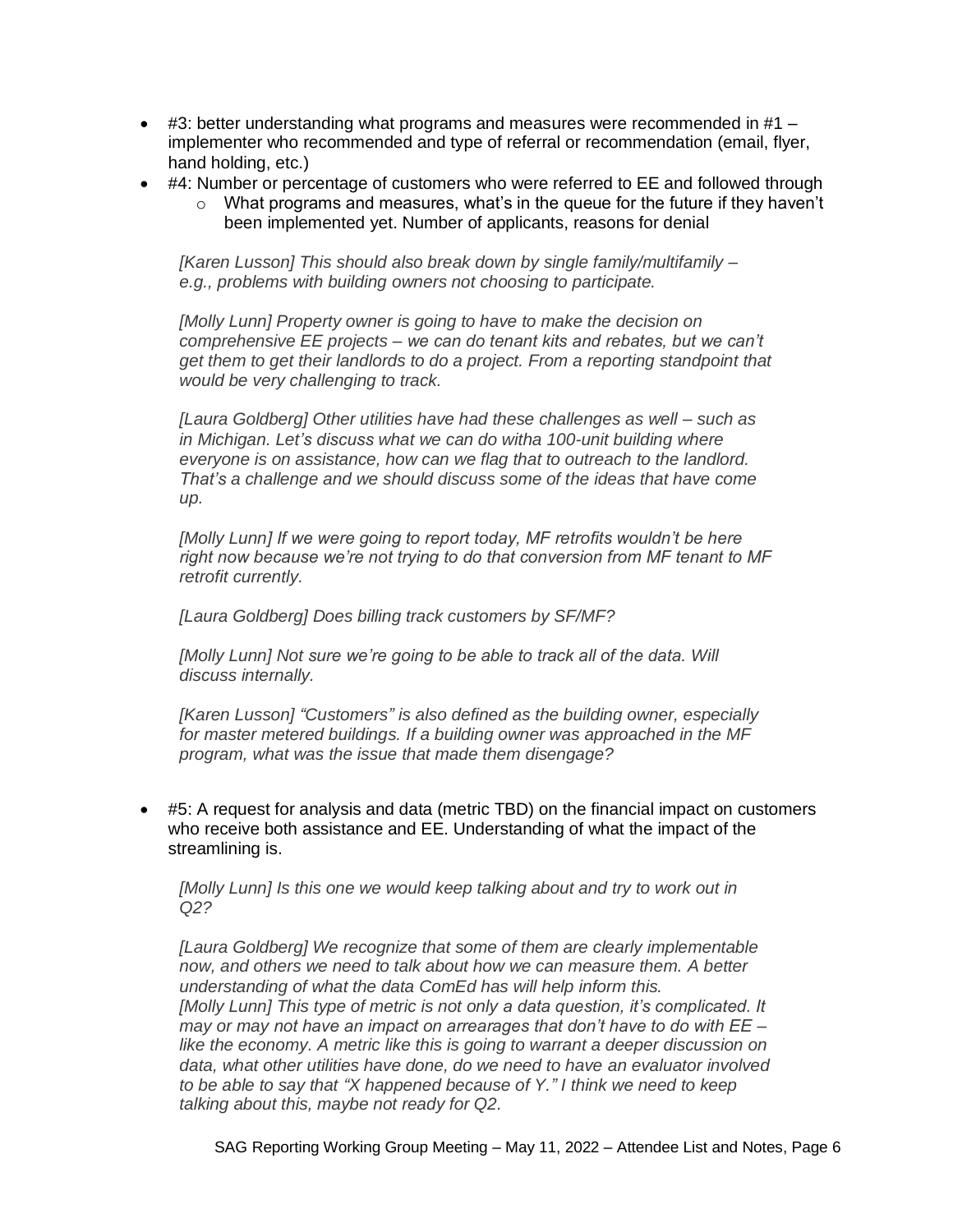- #3: better understanding what programs and measures were recommended in #1 – implementer who recommended and type of referral or recommendation (email, flyer, hand holding, etc.)
- #4: Number or percentage of customers who were referred to EE and followed through
  - What programs and measures, what's in the queue for the future if they haven't been implemented yet. Number of applicants, reasons for denial

  *[Karen Lusson] This should also break down by single family/multifamily – e.g., problems with building owners not choosing to participate.*

  *[Molly Lunn] Property owner is going to have to make the decision on comprehensive EE projects – we can do tenant kits and rebates, but we can't get them to get their landlords to do a project. From a reporting standpoint that would be very challenging to track.*

  *[Laura Goldberg] Other utilities have had these challenges as well – such as in Michigan. Let's discuss what we can do witha 100-unit building where everyone is on assistance, how can we flag that to outreach to the landlord. That's a challenge and we should discuss some of the ideas that have come up.*

  *[Molly Lunn] If we were going to report today, MF retrofits wouldn't be here right now because we're not trying to do that conversion from MF tenant to MF retrofit currently.*

  *[Laura Goldberg] Does billing track customers by SF/MF?*

  *[Molly Lunn] Not sure we're going to be able to track all of the data. Will discuss internally.*

  *[Karen Lusson] "Customers" is also defined as the building owner, especially for master metered buildings. If a building owner was approached in the MF program, what was the issue that made them disengage?*

- #5: A request for analysis and data (metric TBD) on the financial impact on customers who receive both assistance and EE. Understanding of what the impact of the streamlining is.

  *[Molly Lunn] Is this one we would keep talking about and try to work out in Q2?*

  *[Laura Goldberg] We recognize that some of them are clearly implementable now, and others we need to talk about how we can measure them. A better understanding of what the data ComEd has will help inform this.*
  *[Molly Lunn] This type of metric is not only a data question, it's complicated. It may or may not have an impact on arrearages that don't have to do with EE – like the economy. A metric like this is going to warrant a deeper discussion on data, what other utilities have done, do we need to have an evaluator involved to be able to say that "X happened because of Y." I think we need to keep talking about this, maybe not ready for Q2.*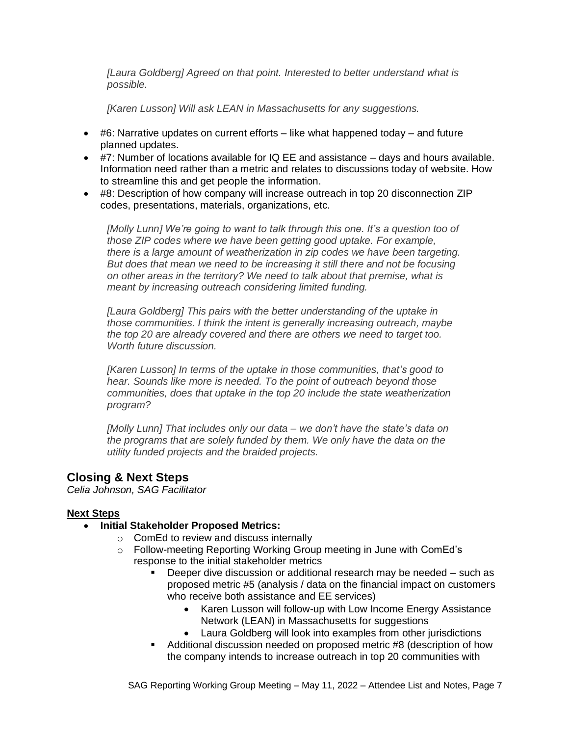*[Laura Goldberg] Agreed on that point. Interested to better understand what is possible.*

*[Karen Lusson] Will ask LEAN in Massachusetts for any suggestions.*

- #6: Narrative updates on current efforts – like what happened today – and future planned updates.
- #7: Number of locations available for IQ EE and assistance – days and hours available. Information need rather than a metric and relates to discussions today of website. How to streamline this and get people the information.
- #8: Description of how company will increase outreach in top 20 disconnection ZIP codes, presentations, materials, organizations, etc.

  *[Molly Lunn] We're going to want to talk through this one. It's a question too of those ZIP codes where we have been getting good uptake. For example, there is a large amount of weatherization in zip codes we have been targeting. But does that mean we need to be increasing it still there and not be focusing on other areas in the territory? We need to talk about that premise, what is meant by increasing outreach considering limited funding.*

  *[Laura Goldberg] This pairs with the better understanding of the uptake in those communities. I think the intent is generally increasing outreach, maybe the top 20 are already covered and there are others we need to target too. Worth future discussion.*

  *[Karen Lusson] In terms of the uptake in those communities, that's good to hear. Sounds like more is needed. To the point of outreach beyond those communities, does that uptake in the top 20 include the state weatherization program?*

  *[Molly Lunn] That includes only our data – we don't have the state's data on the programs that are solely funded by them. We only have the data on the utility funded projects and the braided projects.*

## Closing & Next Steps

*Celia Johnson, SAG Facilitator*

**Next Steps**

- **Initial Stakeholder Proposed Metrics:**
  - ComEd to review and discuss internally
  - Follow-meeting Reporting Working Group meeting in June with ComEd's response to the initial stakeholder metrics
    - Deeper dive discussion or additional research may be needed – such as proposed metric #5 (analysis / data on the financial impact on customers who receive both assistance and EE services)
      - Karen Lusson will follow-up with Low Income Energy Assistance Network (LEAN) in Massachusetts for suggestions
      - Laura Goldberg will look into examples from other jurisdictions
    - Additional discussion needed on proposed metric #8 (description of how the company intends to increase outreach in top 20 communities with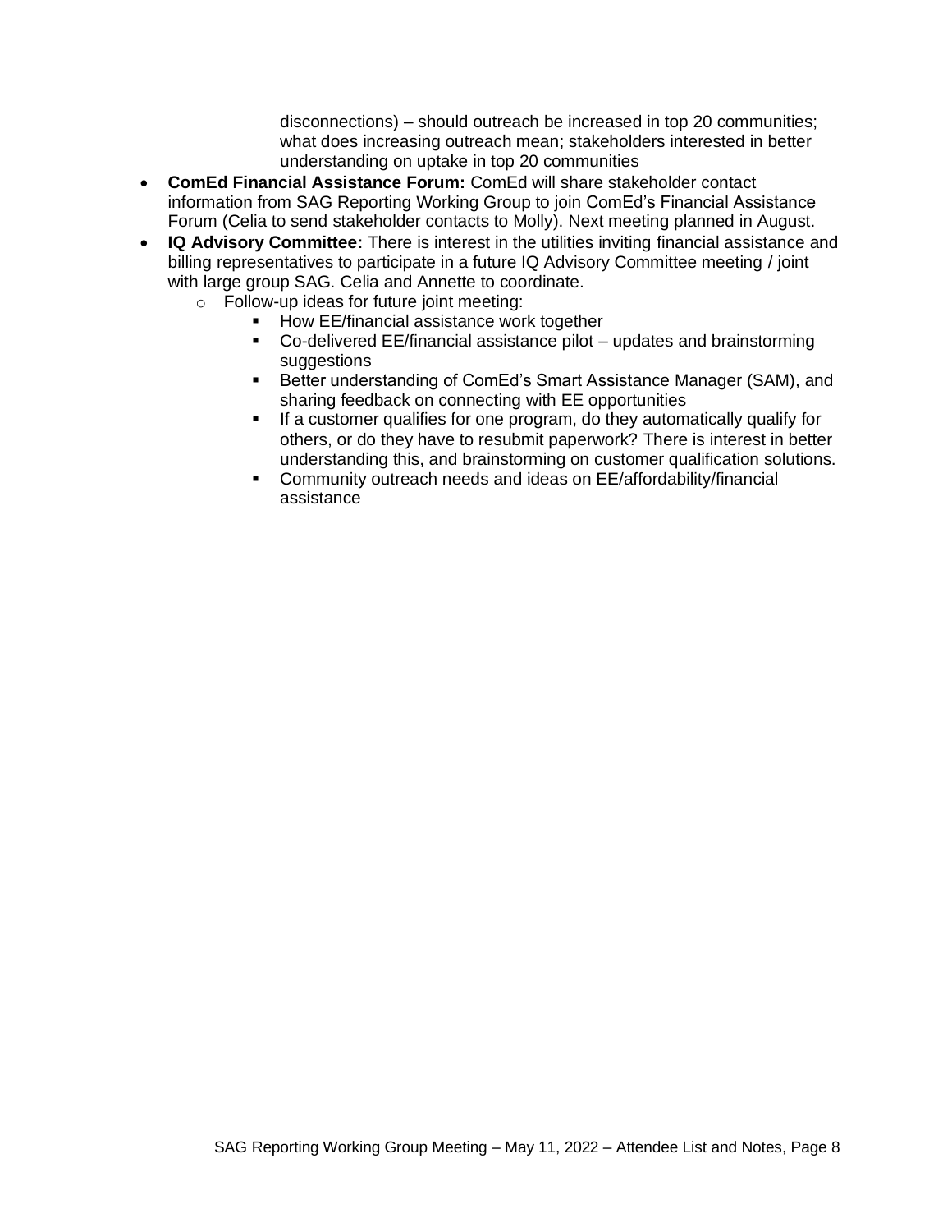disconnections) – should outreach be increased in top 20 communities; what does increasing outreach mean; stakeholders interested in better understanding on uptake in top 20 communities

- **ComEd Financial Assistance Forum:** ComEd will share stakeholder contact information from SAG Reporting Working Group to join ComEd's Financial Assistance Forum (Celia to send stakeholder contacts to Molly). Next meeting planned in August.
- **IQ Advisory Committee:** There is interest in the utilities inviting financial assistance and billing representatives to participate in a future IQ Advisory Committee meeting / joint with large group SAG. Celia and Annette to coordinate.
  - Follow-up ideas for future joint meeting:
    - How EE/financial assistance work together
    - Co-delivered EE/financial assistance pilot – updates and brainstorming suggestions
    - Better understanding of ComEd's Smart Assistance Manager (SAM), and sharing feedback on connecting with EE opportunities
    - If a customer qualifies for one program, do they automatically qualify for others, or do they have to resubmit paperwork? There is interest in better understanding this, and brainstorming on customer qualification solutions.
    - Community outreach needs and ideas on EE/affordability/financial assistance